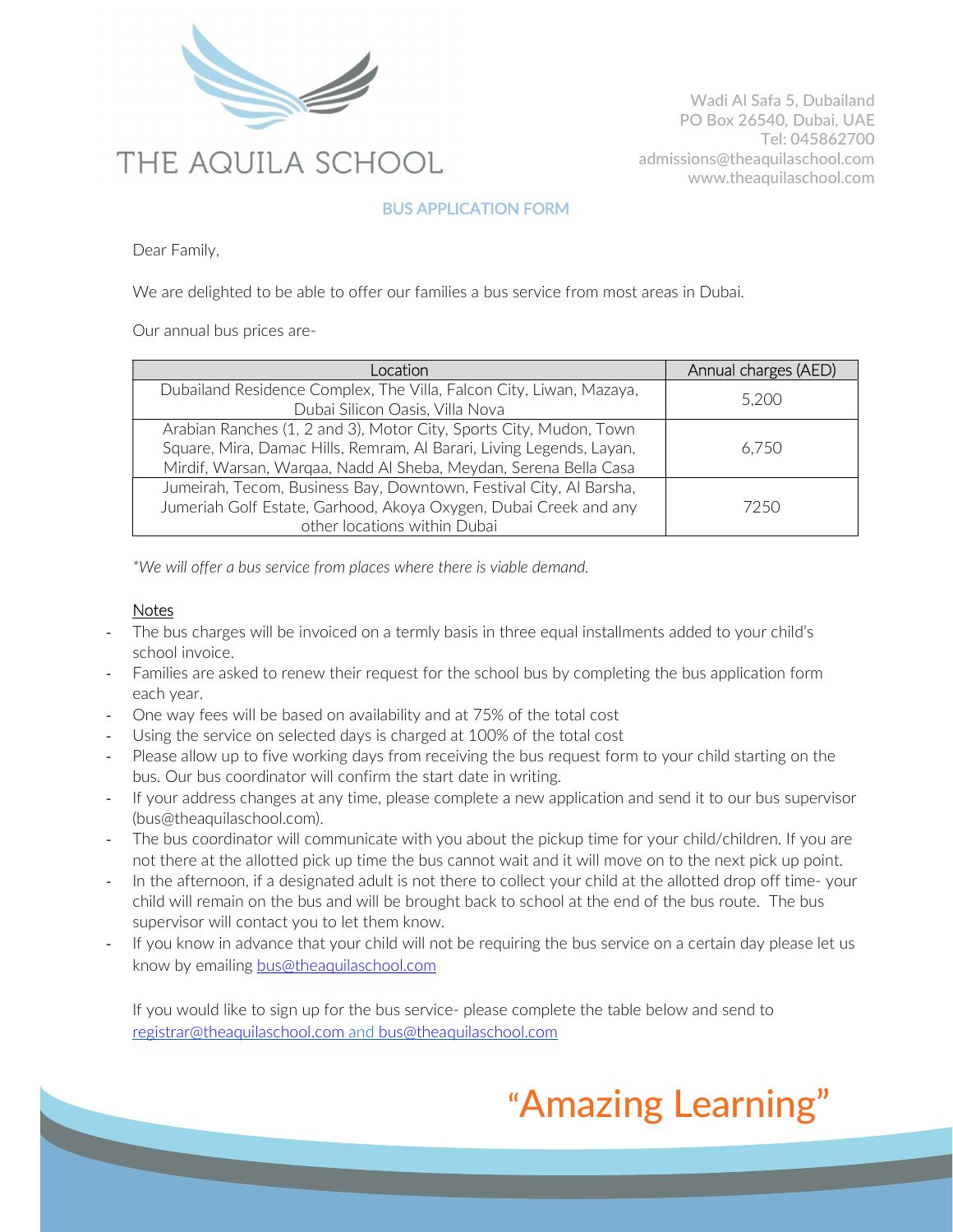# THE AQUILA SCHOOL

Wadi Al Safa 5, Dubailand
PO Box 26540, Dubai, UAE
Tel: 045862700
admissions@theaquilaschool.com
www.theaquilaschool.com

## BUS APPLICATION FORM

Dear Family,

We are delighted to be able to offer our families a bus service from most areas in Dubai.

Our annual bus prices are-

| Location | Annual charges (AED) |
|---|---|
| Dubailand Residence Complex, The Villa, Falcon City, Liwan, Mazaya, Dubai Silicon Oasis, Villa Nova | 5,200 |
| Arabian Ranches (1, 2 and 3), Motor City, Sports City, Mudon, Town Square, Mira, Damac Hills, Remram, Al Barari, Living Legends, Layan, Mirdif, Warsan, Warqaa, Nadd Al Sheba, Meydan, Serena Bella Casa | 6,750 |
| Jumeirah, Tecom, Business Bay, Downtown, Festival City, Al Barsha, Jumeriah Golf Estate, Garhood, Akoya Oxygen, Dubai Creek and any other locations within Dubai | 7250 |

*\*We will offer a bus service from places where there is viable demand.*

Notes

- The bus charges will be invoiced on a termly basis in three equal installments added to your child's school invoice.
- Families are asked to renew their request for the school bus by completing the bus application form each year.
- One way fees will be based on availability and at 75% of the total cost
- Using the service on selected days is charged at 100% of the total cost
- Please allow up to five working days from receiving the bus request form to your child starting on the bus. Our bus coordinator will confirm the start date in writing.
- If your address changes at any time, please complete a new application and send it to our bus supervisor (bus@theaquilaschool.com).
- The bus coordinator will communicate with you about the pickup time for your child/children. If you are not there at the allotted pick up time the bus cannot wait and it will move on to the next pick up point.
- In the afternoon, if a designated adult is not there to collect your child at the allotted drop off time- your child will remain on the bus and will be brought back to school at the end of the bus route. The bus supervisor will contact you to let them know.
- If you know in advance that your child will not be requiring the bus service on a certain day please let us know by emailing bus@theaquilaschool.com

If you would like to sign up for the bus service- please complete the table below and send to registrar@theaquilaschool.com and bus@theaquilaschool.com

"Amazing Learning"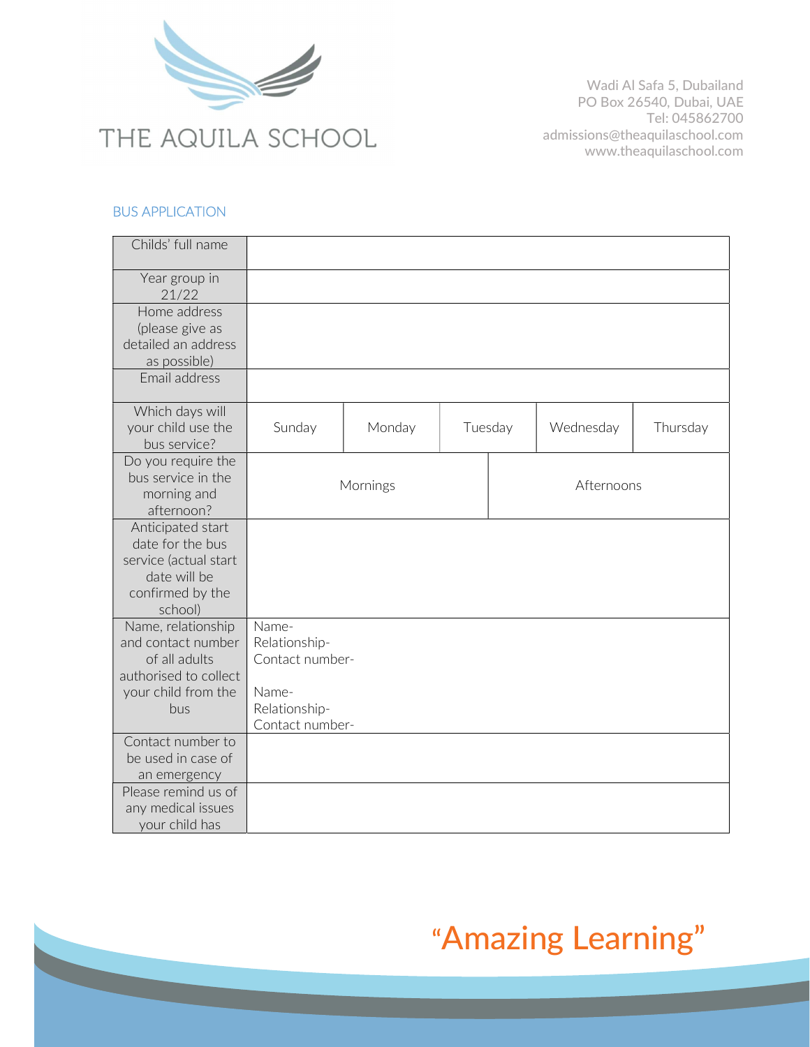# THE AQUILA SCHOOL

Wadi Al Safa 5, Dubailand
PO Box 26540, Dubai, UAE
Tel: 045862700
admissions@theaquilaschool.com
www.theaquilaschool.com

## BUS APPLICATION

| Childs' full name | | | | | |
|---|---|---|---|---|---|
| Year group in 21/22 | | | | | |
| Home address (please give as detailed an address as possible) | | | | | |
| Email address | | | | | |
| Which days will your child use the bus service? | Sunday | Monday | Tuesday | Wednesday | Thursday |
| Do you require the bus service in the morning and afternoon? | Mornings | | Afternoons | | |
| Anticipated start date for the bus service (actual start date will be confirmed by the school) | | | | | |
| Name, relationship and contact number of all adults authorised to collect your child from the bus | Name-<br>Relationship-<br>Contact number-<br><br>Name-<br>Relationship-<br>Contact number- | | | | |
| Contact number to be used in case of an emergency | | | | | |
| Please remind us of any medical issues your child has | | | | | |

"Amazing Learning"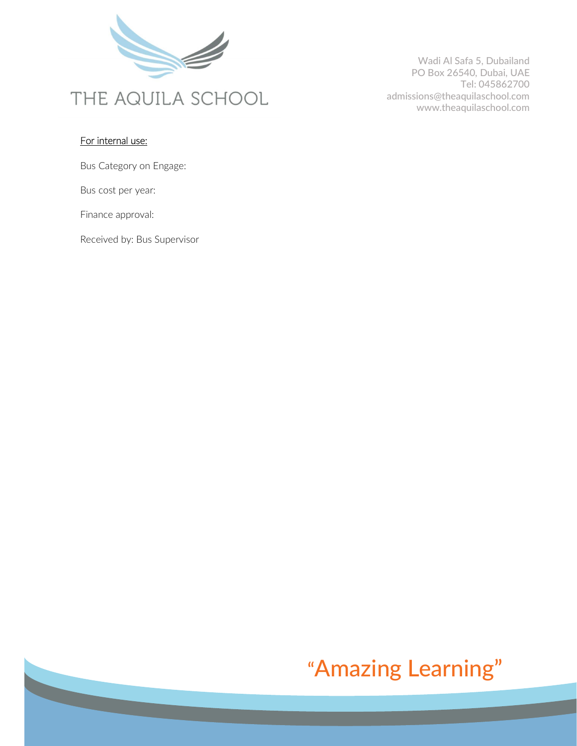<u>For internal use:</u>

Bus Category on Engage:

Bus cost per year:

Finance approval:

Received by: Bus Supervisor